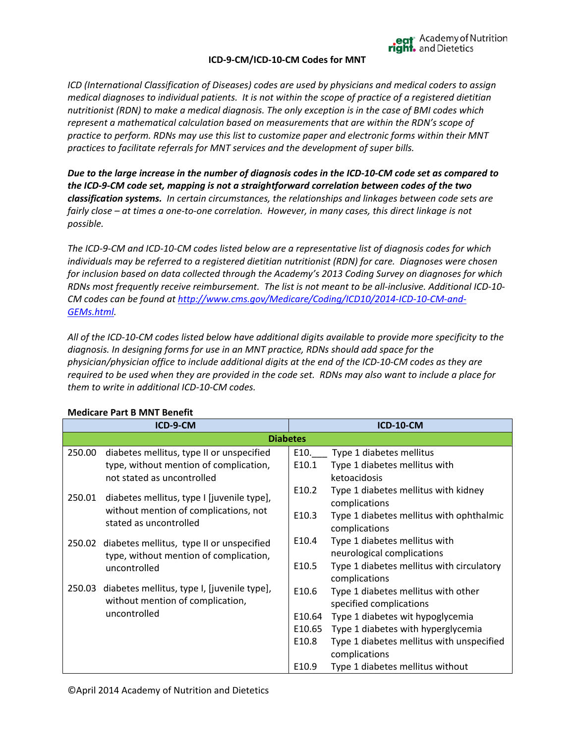# ICD-9-CM/ICD-10-CM Codes for MNT

*ICD (International Classification of Diseases) codes are used by physicians and medical coders to assign medical diagnoses to individual patients. It is not within the scope of practice of a registered dietitian nutritionist (RDN) to make a medical diagnosis. The only exception is in the case of BMI codes which represent a mathematical calculation based on measurements that are within the RDN's scope of practice to perform. RDNs may use this list to customize paper and electronic forms within their MNT practices to facilitate referrals for MNT services and the development of super bills.*

***Due to the large increase in the number of diagnosis codes in the ICD-10-CM code set as compared to the ICD-9-CM code set, mapping is not a straightforward correlation between codes of the two classification systems.*** *In certain circumstances, the relationships and linkages between code sets are fairly close – at times a one-to-one correlation. However, in many cases, this direct linkage is not possible.*

*The ICD-9-CM and ICD-10-CM codes listed below are a representative list of diagnosis codes for which individuals may be referred to a registered dietitian nutritionist (RDN) for care. Diagnoses were chosen for inclusion based on data collected through the Academy's 2013 Coding Survey on diagnoses for which RDNs most frequently receive reimbursement. The list is not meant to be all-inclusive. Additional ICD-10-CM codes can be found at [http://www.cms.gov/Medicare/Coding/ICD10/2014-ICD-10-CM-and-GEMs.html](http://www.cms.gov/Medicare/Coding/ICD10/2014-ICD-10-CM-and-GEMs.html).*

*All of the ICD-10-CM codes listed below have additional digits available to provide more specificity to the diagnosis. In designing forms for use in an MNT practice, RDNs should add space for the physician/physician office to include additional digits at the end of the ICD-10-CM codes as they are required to be used when they are provided in the code set. RDNs may also want to include a place for them to write in additional ICD-10-CM codes.*

**Medicare Part B MNT Benefit**

| ICD-9-CM | | ICD-10-CM | |
|---|---|---|---|
| **Diabetes** | | | |
| 250.00 | diabetes mellitus, type II or unspecified type, without mention of complication, not stated as uncontrolled | E10.___ | Type 1 diabetes mellitus |
| | | E10.1 | Type 1 diabetes mellitus with ketoacidosis |
| 250.01 | diabetes mellitus, type I [juvenile type], without mention of complications, not stated as uncontrolled | E10.2 | Type 1 diabetes mellitus with kidney complications |
| | | E10.3 | Type 1 diabetes mellitus with ophthalmic complications |
| 250.02 | diabetes mellitus, type II or unspecified type, without mention of complication, uncontrolled | E10.4 | Type 1 diabetes mellitus with neurological complications |
| | | E10.5 | Type 1 diabetes mellitus with circulatory complications |
| 250.03 | diabetes mellitus, type I, [juvenile type], without mention of complication, uncontrolled | E10.6 | Type 1 diabetes mellitus with other specified complications |
| | | E10.64 | Type 1 diabetes wit hypoglycemia |
| | | E10.65 | Type 1 diabetes with hyperglycemia |
| | | E10.8 | Type 1 diabetes mellitus with unspecified complications |
| | | E10.9 | Type 1 diabetes mellitus without |

©April 2014 Academy of Nutrition and Dietetics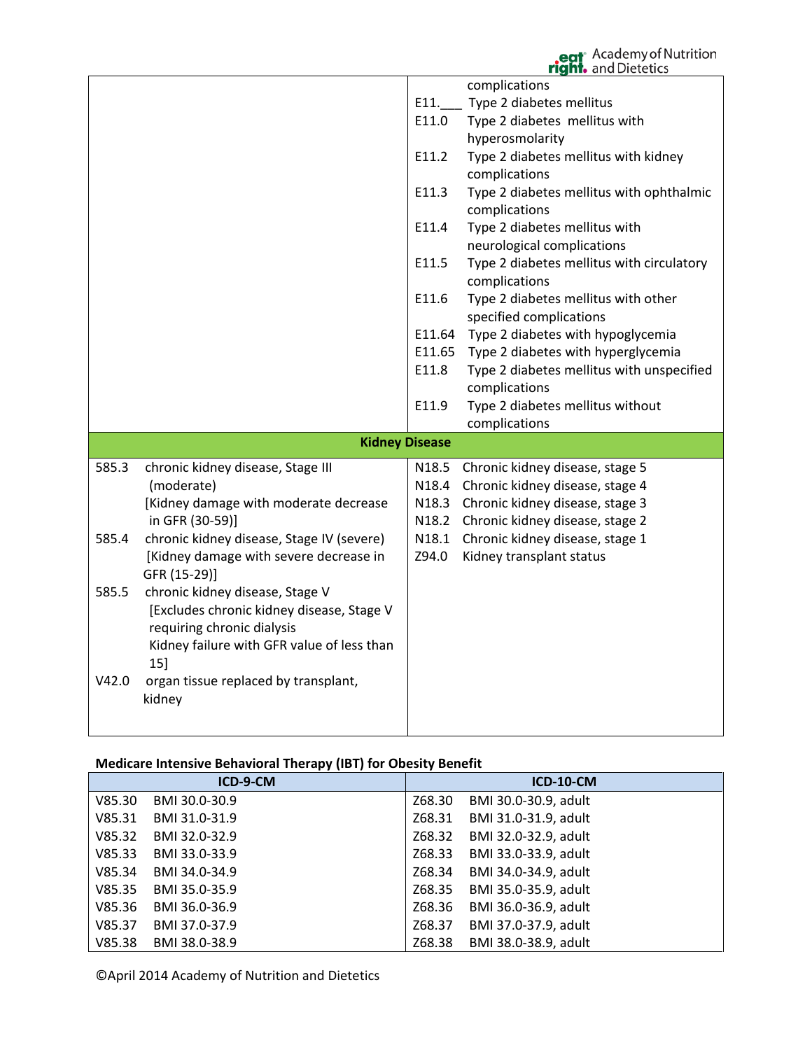| | |
|---|---|
| | complications |
| | E11.___ Type 2 diabetes mellitus |
| | E11.0 Type 2 diabetes mellitus with hyperosmolarity |
| | E11.2 Type 2 diabetes mellitus with kidney complications |
| | E11.3 Type 2 diabetes mellitus with ophthalmic complications |
| | E11.4 Type 2 diabetes mellitus with neurological complications |
| | E11.5 Type 2 diabetes mellitus with circulatory complications |
| | E11.6 Type 2 diabetes mellitus with other specified complications |
| | E11.64 Type 2 diabetes with hypoglycemia |
| | E11.65 Type 2 diabetes with hyperglycemia |
| | E11.8 Type 2 diabetes mellitus with unspecified complications |
| | E11.9 Type 2 diabetes mellitus without complications |
| **Kidney Disease** | |
| 585.3 chronic kidney disease, Stage III (moderate) [Kidney damage with moderate decrease in GFR (30-59)] | N18.5 Chronic kidney disease, stage 5 |
| 585.4 chronic kidney disease, Stage IV (severe) [Kidney damage with severe decrease in GFR (15-29)] | N18.4 Chronic kidney disease, stage 4 |
| 585.5 chronic kidney disease, Stage V [Excludes chronic kidney disease, Stage V requiring chronic dialysis Kidney failure with GFR value of less than 15] | N18.3 Chronic kidney disease, stage 3 |
| V42.0 organ tissue replaced by transplant, kidney | N18.2 Chronic kidney disease, stage 2 |
| | N18.1 Chronic kidney disease, stage 1 |
| | Z94.0 Kidney transplant status |

**Medicare Intensive Behavioral Therapy (IBT) for Obesity Benefit**

| ICD-9-CM | ICD-10-CM |
|---|---|
| V85.30 BMI 30.0-30.9 | Z68.30 BMI 30.0-30.9, adult |
| V85.31 BMI 31.0-31.9 | Z68.31 BMI 31.0-31.9, adult |
| V85.32 BMI 32.0-32.9 | Z68.32 BMI 32.0-32.9, adult |
| V85.33 BMI 33.0-33.9 | Z68.33 BMI 33.0-33.9, adult |
| V85.34 BMI 34.0-34.9 | Z68.34 BMI 34.0-34.9, adult |
| V85.35 BMI 35.0-35.9 | Z68.35 BMI 35.0-35.9, adult |
| V85.36 BMI 36.0-36.9 | Z68.36 BMI 36.0-36.9, adult |
| V85.37 BMI 37.0-37.9 | Z68.37 BMI 37.0-37.9, adult |
| V85.38 BMI 38.0-38.9 | Z68.38 BMI 38.0-38.9, adult |

©April 2014 Academy of Nutrition and Dietetics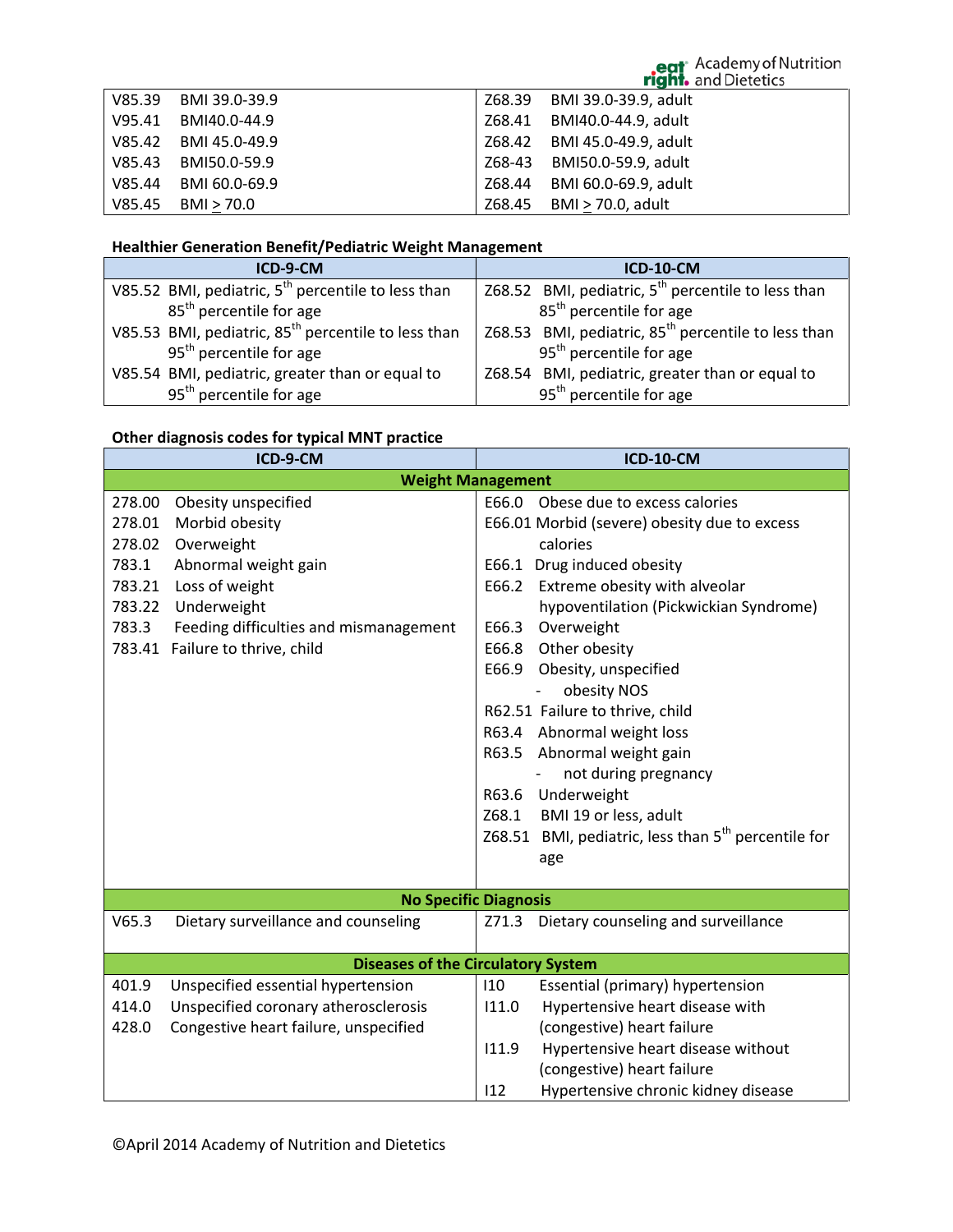| | |
|---|---|
| V85.39 BMI 39.0-39.9 | Z68.39 BMI 39.0-39.9, adult |
| V95.41 BMI40.0-44.9 | Z68.41 BMI40.0-44.9, adult |
| V85.42 BMI 45.0-49.9 | Z68.42 BMI 45.0-49.9, adult |
| V85.43 BMI50.0-59.9 | Z68-43 BMI50.0-59.9, adult |
| V85.44 BMI 60.0-69.9 | Z68.44 BMI 60.0-69.9, adult |
| V85.45 BMI ≥ 70.0 | Z68.45 BMI ≥ 70.0, adult |

**Healthier Generation Benefit/Pediatric Weight Management**

| ICD-9-CM | ICD-10-CM |
|---|---|
| V85.52 BMI, pediatric, 5th percentile to less than 85th percentile for age | Z68.52 BMI, pediatric, 5th percentile to less than 85th percentile for age |
| V85.53 BMI, pediatric, 85th percentile to less than 95th percentile for age | Z68.53 BMI, pediatric, 85th percentile to less than 95th percentile for age |
| V85.54 BMI, pediatric, greater than or equal to 95th percentile for age | Z68.54 BMI, pediatric, greater than or equal to 95th percentile for age |

**Other diagnosis codes for typical MNT practice**

| ICD-9-CM | ICD-10-CM |
|---|---|
| **Weight Management** | |
| 278.00 Obesity unspecified<br>278.01 Morbid obesity<br>278.02 Overweight<br>783.1 Abnormal weight gain<br>783.21 Loss of weight<br>783.22 Underweight<br>783.3 Feeding difficulties and mismanagement<br>783.41 Failure to thrive, child | E66.0 Obese due to excess calories<br>E66.01 Morbid (severe) obesity due to excess calories<br>E66.1 Drug induced obesity<br>E66.2 Extreme obesity with alveolar hypoventilation (Pickwickian Syndrome)<br>E66.3 Overweight<br>E66.8 Other obesity<br>E66.9 Obesity, unspecified<br>- obesity NOS<br>R62.51 Failure to thrive, child<br>R63.4 Abnormal weight loss<br>R63.5 Abnormal weight gain<br>- not during pregnancy<br>R63.6 Underweight<br>Z68.1 BMI 19 or less, adult<br>Z68.51 BMI, pediatric, less than 5th percentile for age |
| **No Specific Diagnosis** | |
| V65.3 Dietary surveillance and counseling | Z71.3 Dietary counseling and surveillance |
| **Diseases of the Circulatory System** | |
| 401.9 Unspecified essential hypertension<br>414.0 Unspecified coronary atherosclerosis<br>428.0 Congestive heart failure, unspecified | I10 Essential (primary) hypertension<br>I11.0 Hypertensive heart disease with (congestive) heart failure<br>I11.9 Hypertensive heart disease without (congestive) heart failure<br>I12 Hypertensive chronic kidney disease |

©April 2014 Academy of Nutrition and Dietetics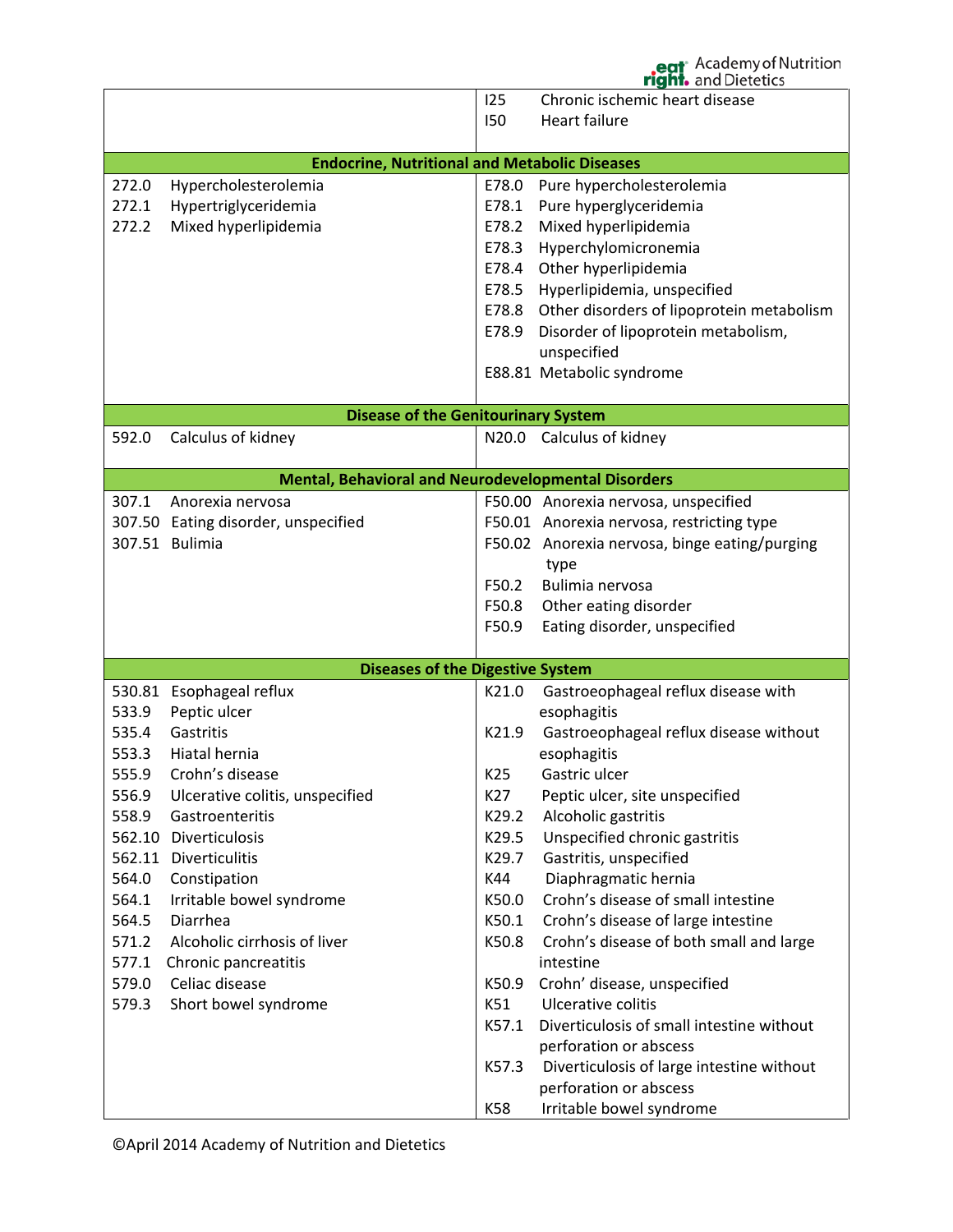| ICD-9 | ICD-10 |
|---|---|
| | I25 Chronic ischemic heart disease<br>I50 Heart failure |
| **Endocrine, Nutritional and Metabolic Diseases** | |
| 272.0 Hypercholesterolemia<br>272.1 Hypertriglyceridemia<br>272.2 Mixed hyperlipidemia | E78.0 Pure hypercholesterolemia<br>E78.1 Pure hyperglyceridemia<br>E78.2 Mixed hyperlipidemia<br>E78.3 Hyperchylomicronemia<br>E78.4 Other hyperlipidemia<br>E78.5 Hyperlipidemia, unspecified<br>E78.8 Other disorders of lipoprotein metabolism<br>E78.9 Disorder of lipoprotein metabolism, unspecified<br>E88.81 Metabolic syndrome |
| **Disease of the Genitourinary System** | |
| 592.0 Calculus of kidney | N20.0 Calculus of kidney |
| **Mental, Behavioral and Neurodevelopmental Disorders** | |
| 307.1 Anorexia nervosa<br>307.50 Eating disorder, unspecified<br>307.51 Bulimia | F50.00 Anorexia nervosa, unspecified<br>F50.01 Anorexia nervosa, restricting type<br>F50.02 Anorexia nervosa, binge eating/purging type<br>F50.2 Bulimia nervosa<br>F50.8 Other eating disorder<br>F50.9 Eating disorder, unspecified |
| **Diseases of the Digestive System** | |
| 530.81 Esophageal reflux<br>533.9 Peptic ulcer<br>535.4 Gastritis<br>553.3 Hiatal hernia<br>555.9 Crohn's disease<br>556.9 Ulcerative colitis, unspecified<br>558.9 Gastroenteritis<br>562.10 Diverticulosis<br>562.11 Diverticulitis<br>564.0 Constipation<br>564.1 Irritable bowel syndrome<br>564.5 Diarrhea<br>571.2 Alcoholic cirrhosis of liver<br>577.1 Chronic pancreatitis<br>579.0 Celiac disease<br>579.3 Short bowel syndrome | K21.0 Gastroeophageal reflux disease with esophagitis<br>K21.9 Gastroeophageal reflux disease without esophagitis<br>K25 Gastric ulcer<br>K27 Peptic ulcer, site unspecified<br>K29.2 Alcoholic gastritis<br>K29.5 Unspecified chronic gastritis<br>K29.7 Gastritis, unspecified<br>K44 Diaphragmatic hernia<br>K50.0 Crohn's disease of small intestine<br>K50.1 Crohn's disease of large intestine<br>K50.8 Crohn's disease of both small and large intestine<br>K50.9 Crohn' disease, unspecified<br>K51 Ulcerative colitis<br>K57.1 Diverticulosis of small intestine without perforation or abscess<br>K57.3 Diverticulosis of large intestine without perforation or abscess<br>K58 Irritable bowel syndrome |

©April 2014 Academy of Nutrition and Dietetics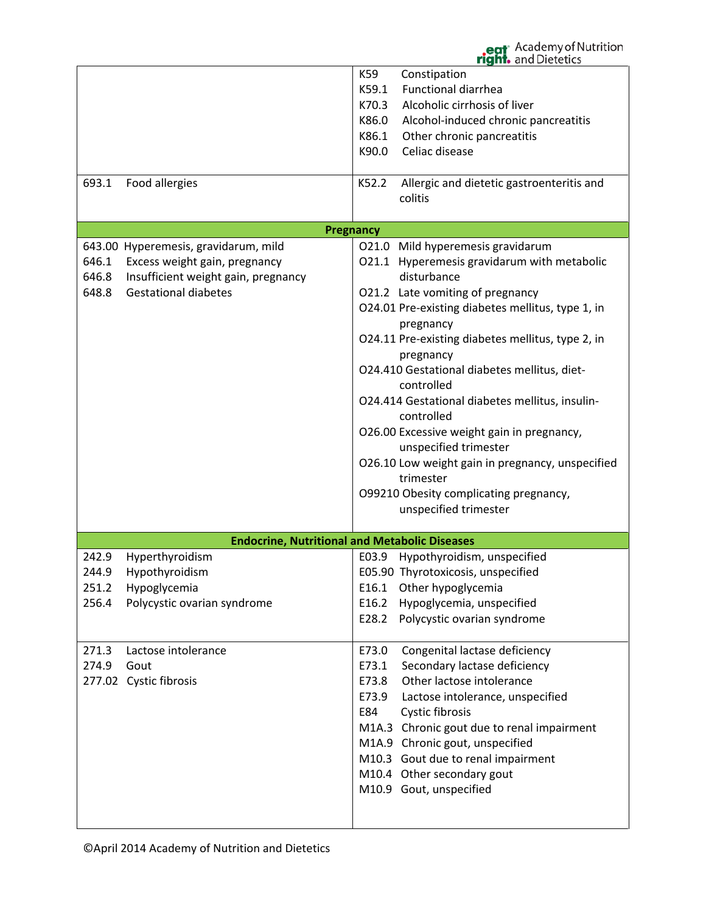| | |
|---|---|
| | K59 Constipation<br>K59.1 Functional diarrhea<br>K70.3 Alcoholic cirrhosis of liver<br>K86.0 Alcohol-induced chronic pancreatitis<br>K86.1 Other chronic pancreatitis<br>K90.0 Celiac disease |
| 693.1 Food allergies | K52.2 Allergic and dietetic gastroenteritis and colitis |
| **Pregnancy** | |
| 643.00 Hyperemesis, gravidarum, mild<br>646.1 Excess weight gain, pregnancy<br>646.8 Insufficient weight gain, pregnancy<br>648.8 Gestational diabetes | O21.0 Mild hyperemesis gravidarum<br>O21.1 Hyperemesis gravidarum with metabolic disturbance<br>O21.2 Late vomiting of pregnancy<br>O24.01 Pre-existing diabetes mellitus, type 1, in pregnancy<br>O24.11 Pre-existing diabetes mellitus, type 2, in pregnancy<br>O24.410 Gestational diabetes mellitus, diet-controlled<br>O24.414 Gestational diabetes mellitus, insulin-controlled<br>O26.00 Excessive weight gain in pregnancy, unspecified trimester<br>O26.10 Low weight gain in pregnancy, unspecified trimester<br>O99210 Obesity complicating pregnancy, unspecified trimester |
| **Endocrine, Nutritional and Metabolic Diseases** | |
| 242.9 Hyperthyroidism<br>244.9 Hypothyroidism<br>251.2 Hypoglycemia<br>256.4 Polycystic ovarian syndrome | E03.9 Hypothyroidism, unspecified<br>E05.90 Thyrotoxicosis, unspecified<br>E16.1 Other hypoglycemia<br>E16.2 Hypoglycemia, unspecified<br>E28.2 Polycystic ovarian syndrome |
| 271.3 Lactose intolerance<br>274.9 Gout<br>277.02 Cystic fibrosis | E73.0 Congenital lactase deficiency<br>E73.1 Secondary lactase deficiency<br>E73.8 Other lactose intolerance<br>E73.9 Lactose intolerance, unspecified<br>E84 Cystic fibrosis<br>M1A.3 Chronic gout due to renal impairment<br>M1A.9 Chronic gout, unspecified<br>M10.3 Gout due to renal impairment<br>M10.4 Other secondary gout<br>M10.9 Gout, unspecified |

©April 2014 Academy of Nutrition and Dietetics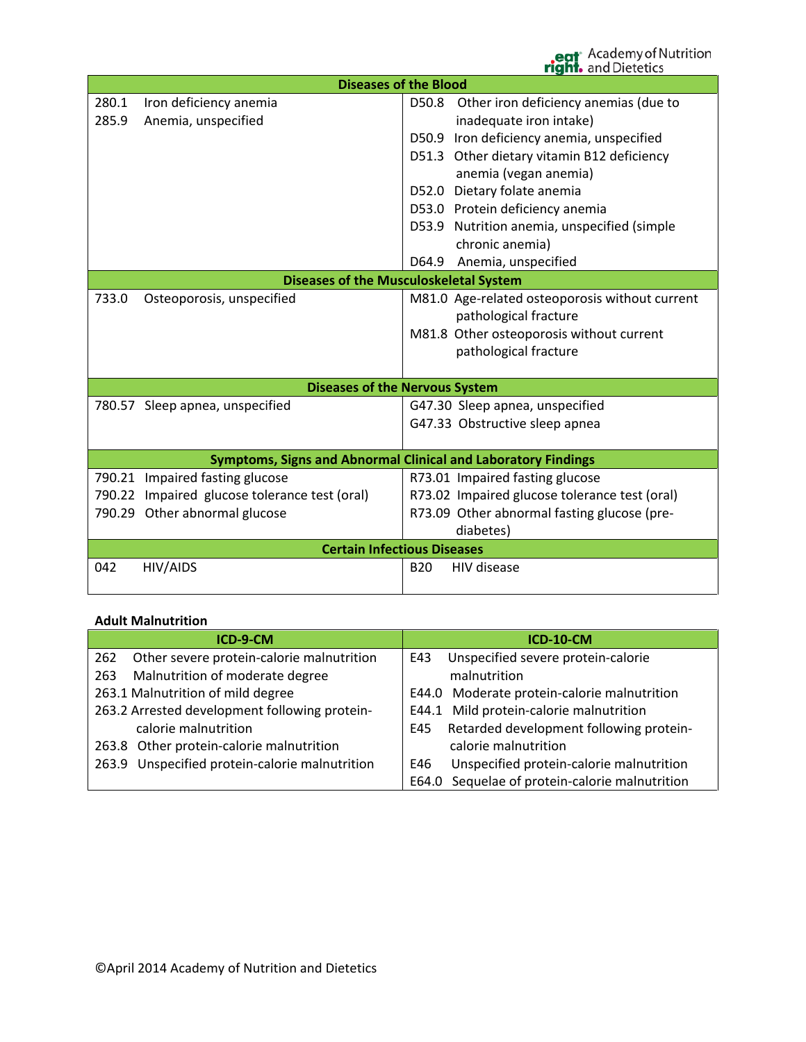| | |
|---|---|
| **Diseases of the Blood** | |
| 280.1 Iron deficiency anemia<br>285.9 Anemia, unspecified | D50.8 Other iron deficiency anemias (due to inadequate iron intake)<br>D50.9 Iron deficiency anemia, unspecified<br>D51.3 Other dietary vitamin B12 deficiency anemia (vegan anemia)<br>D52.0 Dietary folate anemia<br>D53.0 Protein deficiency anemia<br>D53.9 Nutrition anemia, unspecified (simple chronic anemia)<br>D64.9 Anemia, unspecified |
| **Diseases of the Musculoskeletal System** | |
| 733.0 Osteoporosis, unspecified | M81.0 Age-related osteoporosis without current pathological fracture<br>M81.8 Other osteoporosis without current pathological fracture |
| **Diseases of the Nervous System** | |
| 780.57 Sleep apnea, unspecified | G47.30 Sleep apnea, unspecified<br>G47.33 Obstructive sleep apnea |
| **Symptoms, Signs and Abnormal Clinical and Laboratory Findings** | |
| 790.21 Impaired fasting glucose<br>790.22 Impaired glucose tolerance test (oral)<br>790.29 Other abnormal glucose | R73.01 Impaired fasting glucose<br>R73.02 Impaired glucose tolerance test (oral)<br>R73.09 Other abnormal fasting glucose (pre-diabetes) |
| **Certain Infectious Diseases** | |
| 042 HIV/AIDS | B20 HIV disease |

**Adult Malnutrition**

| ICD-9-CM | ICD-10-CM |
|---|---|
| 262 Other severe protein-calorie malnutrition<br>263 Malnutrition of moderate degree<br>263.1 Malnutrition of mild degree<br>263.2 Arrested development following protein-calorie malnutrition<br>263.8 Other protein-calorie malnutrition<br>263.9 Unspecified protein-calorie malnutrition | E43 Unspecified severe protein-calorie malnutrition<br>E44.0 Moderate protein-calorie malnutrition<br>E44.1 Mild protein-calorie malnutrition<br>E45 Retarded development following protein-calorie malnutrition<br>E46 Unspecified protein-calorie malnutrition<br>E64.0 Sequelae of protein-calorie malnutrition |

©April 2014 Academy of Nutrition and Dietetics